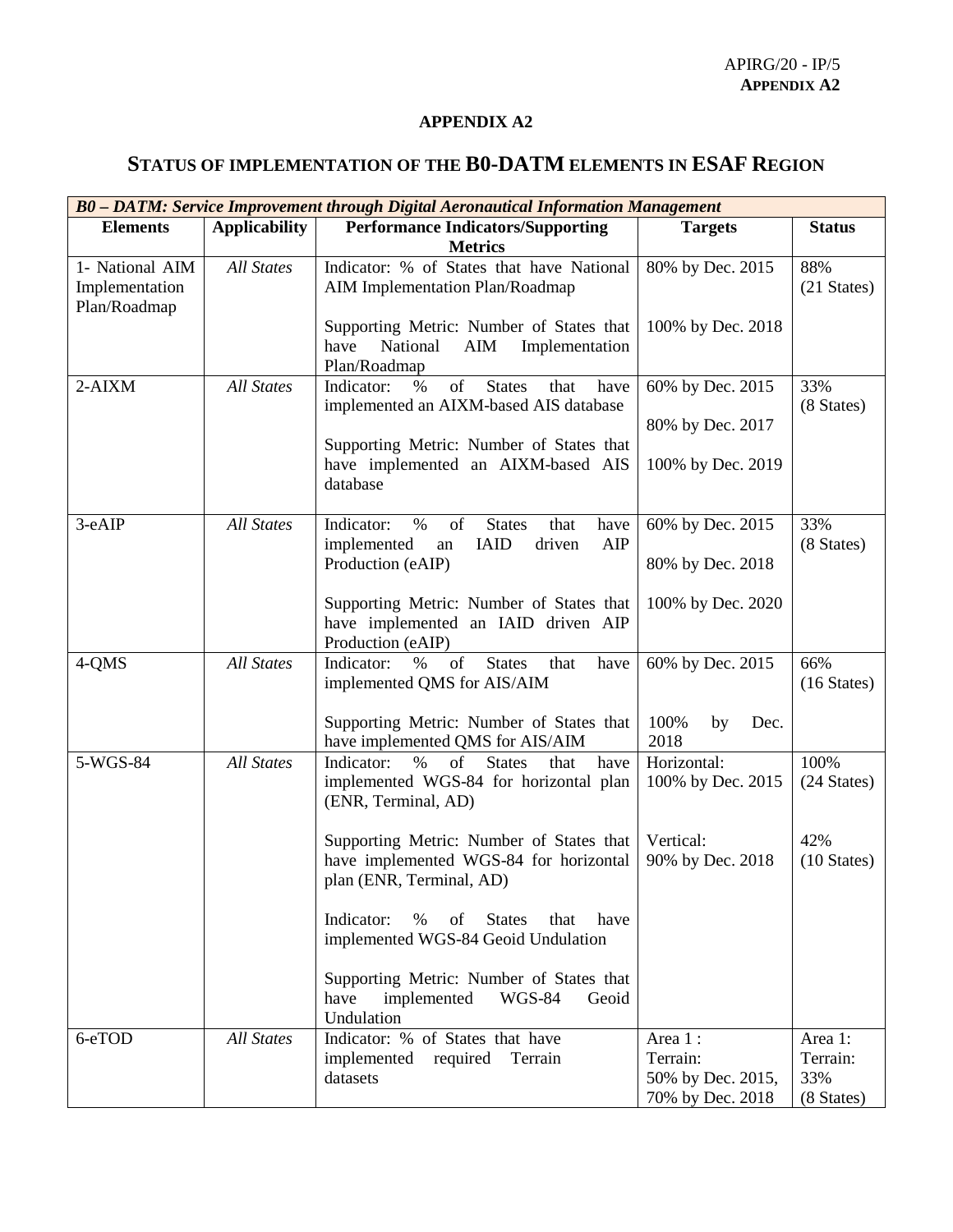## APPENDIX A2

# STATUS OF IMPLEMENTATION OF THE B0-DATM ELEMENTS IN ESAF REGION

| ***B0 – DATM: Service Improvement through Digital Aeronautical Information Management*** | | | | |
|---|---|---|---|---|
| **Elements** | **Applicability** | **Performance Indicators/Supporting Metrics** | **Targets** | **Status** |
| 1- National AIM Implementation Plan/Roadmap | *All States* | Indicator: % of States that have National AIM Implementation Plan/Roadmap<br><br>Supporting Metric: Number of States that have National AIM Implementation Plan/Roadmap | 80% by Dec. 2015<br><br>100% by Dec. 2018 | 88% (21 States) |
| 2-AIXM | *All States* | Indicator: % of States that have implemented an AIXM-based AIS database<br><br>Supporting Metric: Number of States that have implemented an AIXM-based AIS database | 60% by Dec. 2015<br><br>80% by Dec. 2017<br><br>100% by Dec. 2019 | 33% (8 States) |
| 3-eAIP | *All States* | Indicator: % of States that have implemented an IAID driven AIP Production (eAIP)<br><br>Supporting Metric: Number of States that have implemented an IAID driven AIP Production (eAIP) | 60% by Dec. 2015<br><br>80% by Dec. 2018<br><br>100% by Dec. 2020 | 33% (8 States) |
| 4-QMS | *All States* | Indicator: % of States that have implemented QMS for AIS/AIM<br><br>Supporting Metric: Number of States that have implemented QMS for AIS/AIM | 60% by Dec. 2015<br><br>100% by Dec. 2018 | 66% (16 States) |
| 5-WGS-84 | *All States* | Indicator: % of States that have implemented WGS-84 for horizontal plan (ENR, Terminal, AD)<br><br>Supporting Metric: Number of States that have implemented WGS-84 for horizontal plan (ENR, Terminal, AD)<br><br>Indicator: % of States that have implemented WGS-84 Geoid Undulation<br><br>Supporting Metric: Number of States that have implemented WGS-84 Geoid Undulation | Horizontal: 100% by Dec. 2015<br><br>Vertical: 90% by Dec. 2018 | 100% (24 States)<br><br>42% (10 States) |
| 6-eTOD | *All States* | Indicator: % of States that have implemented required Terrain datasets | Area 1 : Terrain: 50% by Dec. 2015, 70% by Dec. 2018 | Area 1: Terrain: 33% (8 States) |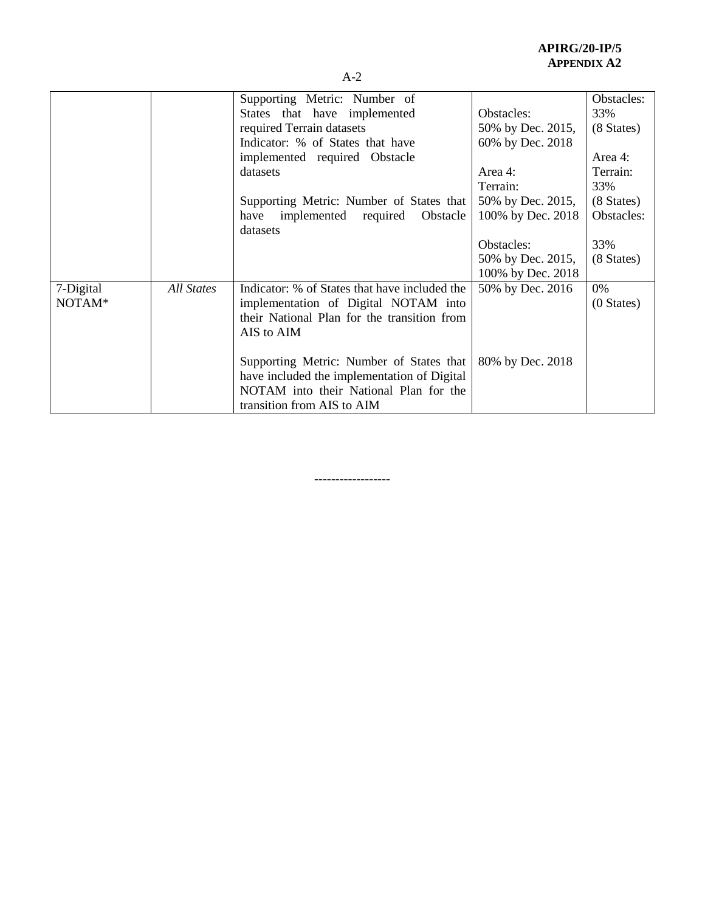| | | | | |
|---|---|---|---|---|
| | | Supporting Metric: Number of States that have implemented required Terrain datasets<br>Indicator: % of States that have implemented required Obstacle datasets<br><br>Supporting Metric: Number of States that have implemented required Obstacle datasets | Obstacles:<br>50% by Dec. 2015,<br>60% by Dec. 2018<br><br>Area 4:<br>Terrain:<br>50% by Dec. 2015,<br>100% by Dec. 2018<br><br>Obstacles:<br>50% by Dec. 2015,<br>100% by Dec. 2018 | Obstacles:<br>33%<br>(8 States)<br><br>Area 4:<br>Terrain:<br>33%<br>(8 States)<br>Obstacles:<br><br>33%<br>(8 States) |
| 7-Digital NOTAM* | *All States* | Indicator: % of States that have included the implementation of Digital NOTAM into their National Plan for the transition from AIS to AIM<br><br>Supporting Metric: Number of States that have included the implementation of Digital NOTAM into their National Plan for the transition from AIS to AIM | 50% by Dec. 2016<br><br><br><br><br>80% by Dec. 2018 | 0%<br>(0 States) |

------------------